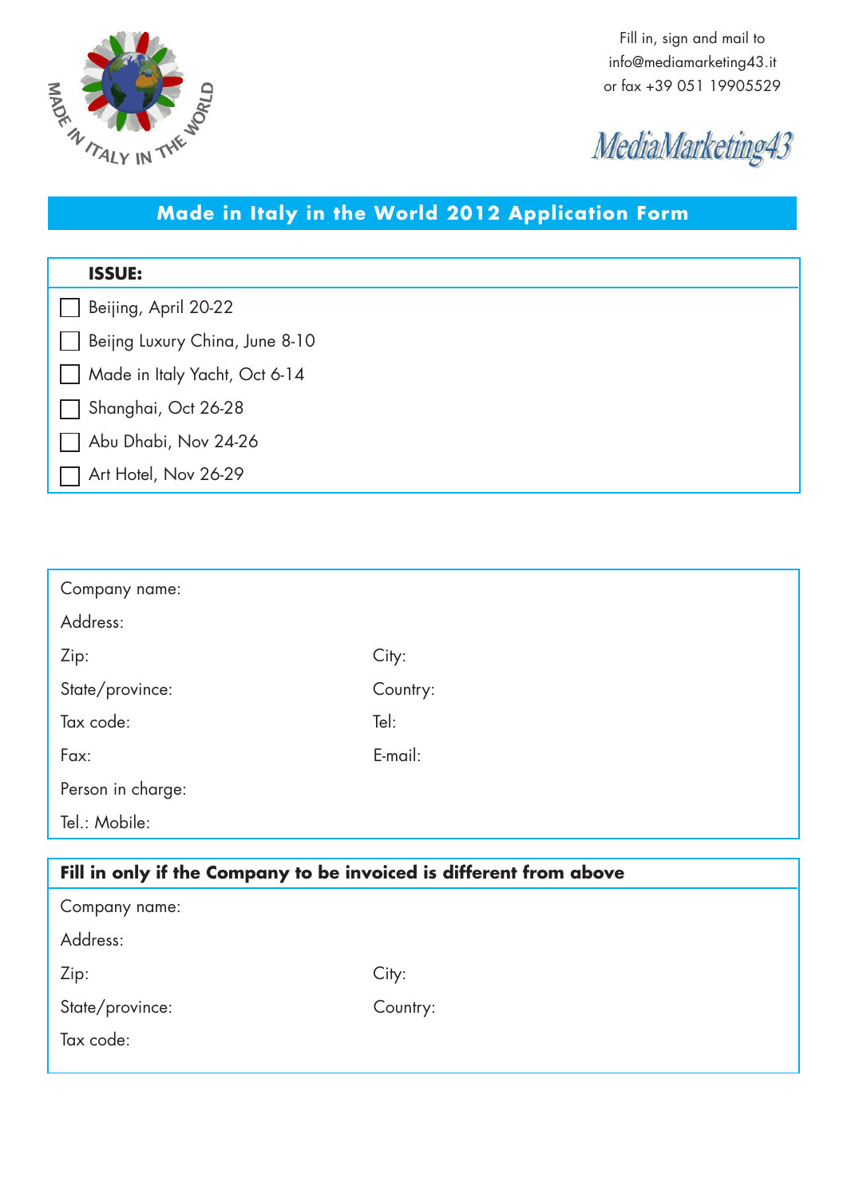Fill in, sign and mail to
info@mediamarketing43.it
or fax +39 051 19905529

MediaMarketing43

# Made in Italy in the World 2012 Application Form

**ISSUE:**

- [ ] Beijing, April 20-22
- [ ] Beijng Luxury China, June 8-10
- [ ] Made in Italy Yacht, Oct 6-14
- [ ] Shanghai, Oct 26-28
- [ ] Abu Dhabi, Nov 24-26
- [ ] Art Hotel, Nov 26-29

Company name:

Address:

Zip: City:

State/province: Country:

Tax code: Tel:

Fax: E-mail:

Person in charge:

Tel.: Mobile:

**Fill in only if the Company to be invoiced is different from above**

Company name:

Address:

Zip: City:

State/province: Country:

Tax code: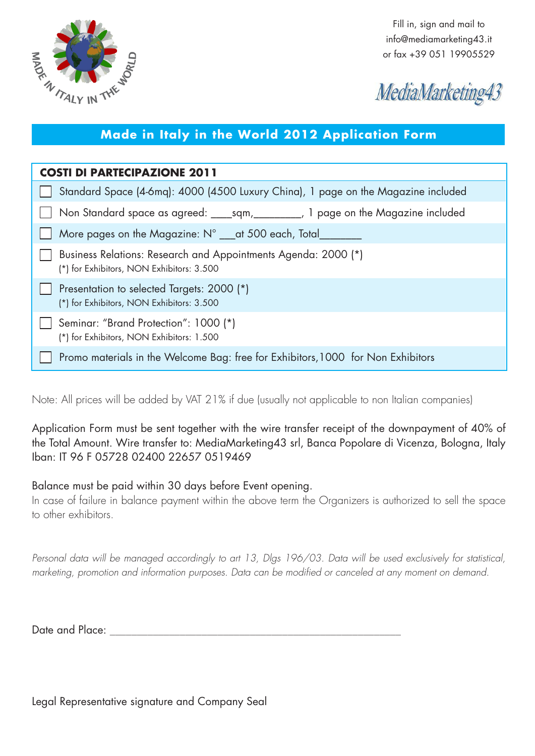MADE IN ITALY IN THE WORLD

Fill in, sign and mail to
info@mediamarketing43.it
or fax +39 051 19905529

MediaMarketing43

## Made in Italy in the World 2012 Application Form

| **COSTI DI PARTECIPAZIONE 2011** |
|---|
| ☐ Standard Space (4-6mq): 4000 (4500 Luxury China), 1 page on the Magazine included |
| ☐ Non Standard space as agreed: ____sqm,_________, 1 page on the Magazine included |
| ☐ More pages on the Magazine: N° ___at 500 each, Total_______ |
| ☐ Business Relations: Research and Appointments Agenda: 2000 (*)<br>(*) for Exhibitors, NON Exhibitors: 3.500 |
| ☐ Presentation to selected Targets: 2000 (*)<br>(*) for Exhibitors, NON Exhibitors: 3.500 |
| ☐ Seminar: "Brand Protection": 1000 (*)<br>(*) for Exhibitors, NON Exhibitors: 1.500 |
| ☐ Promo materials in the Welcome Bag: free for Exhibitors,1000 for Non Exhibitors |

Note: All prices will be added by VAT 21% if due (usually not applicable to non Italian companies)

Application Form must be sent together with the wire transfer receipt of the downpayment of 40% of the Total Amount. Wire transfer to: MediaMarketing43 srl, Banca Popolare di Vicenza, Bologna, Italy Iban: IT 96 F 05728 02400 22657 0519469

Balance must be paid within 30 days before Event opening.
In case of failure in balance payment within the above term the Organizers is authorized to sell the space to other exhibitors.

*Personal data will be managed accordingly to art 13, Dlgs 196/03. Data will be used exclusively for statistical, marketing, promotion and information purposes. Data can be modified or canceled at any moment on demand.*

Date and Place: ___________________________________________________

Legal Representative signature and Company Seal